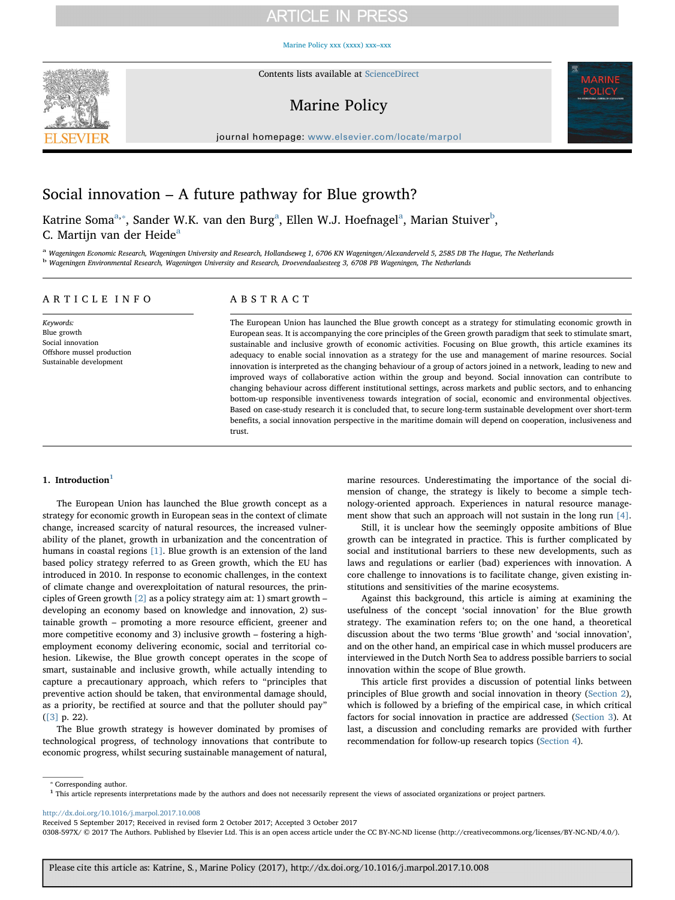# Social innovation – A future pathway for Blue growth?

Katrine Soma[a,*], Sander W.K. van den Burg[a], Ellen W.J. Hoefnagel[a], Marian Stuiver[b], C. Martijn van der Heide[a]

[a] Wageningen Economic Research, Wageningen University and Research, Hollandseweg 1, 6706 KN Wageningen/Alexanderveld 5, 2585 DB The Hague, The Netherlands
[b] Wageningen Environmental Research, Wageningen University and Research, Droevendaalsesteeg 3, 6708 PB Wageningen, The Netherlands

## ARTICLE INFO

*Keywords:*
Blue growth
Social innovation
Offshore mussel production
Sustainable development

## ABSTRACT

The European Union has launched the Blue growth concept as a strategy for stimulating economic growth in European seas. It is accompanying the core principles of the Green growth paradigm that seek to stimulate smart, sustainable and inclusive growth of economic activities. Focusing on Blue growth, this article examines its adequacy to enable social innovation as a strategy for the use and management of marine resources. Social innovation is interpreted as the changing behaviour of a group of actors joined in a network, leading to new and improved ways of collaborative action within the group and beyond. Social innovation can contribute to changing behaviour across different institutional settings, across markets and public sectors, and to enhancing bottom-up responsible inventiveness towards integration of social, economic and environmental objectives. Based on case-study research it is concluded that, to secure long-term sustainable development over short-term benefits, a social innovation perspective in the maritime domain will depend on cooperation, inclusiveness and trust.

## 1. Introduction[1]

The European Union has launched the Blue growth concept as a strategy for economic growth in European seas in the context of climate change, increased scarcity of natural resources, the increased vulnerability of the planet, growth in urbanization and the concentration of humans in coastal regions [1]. Blue growth is an extension of the land based policy strategy referred to as Green growth, which the EU has introduced in 2010. In response to economic challenges, in the context of climate change and overexploitation of natural resources, the principles of Green growth [2] as a policy strategy aim at: 1) smart growth – developing an economy based on knowledge and innovation, 2) sustainable growth – promoting a more resource efficient, greener and more competitive economy and 3) inclusive growth – fostering a high-employment economy delivering economic, social and territorial cohesion. Likewise, the Blue growth concept operates in the scope of smart, sustainable and inclusive growth, while actually intending to capture a precautionary approach, which refers to "principles that preventive action should be taken, that environmental damage should, as a priority, be rectified at source and that the polluter should pay" ([3] p. 22).

The Blue growth strategy is however dominated by promises of technological progress, of technology innovations that contribute to economic progress, whilst securing sustainable management of natural, marine resources. Underestimating the importance of the social dimension of change, the strategy is likely to become a simple technology-oriented approach. Experiences in natural resource management show that such an approach will not sustain in the long run [4].

Still, it is unclear how the seemingly opposite ambitions of Blue growth can be integrated in practice. This is further complicated by social and institutional barriers to these new developments, such as laws and regulations or earlier (bad) experiences with innovation. A core challenge to innovations is to facilitate change, given existing institutions and sensitivities of the marine ecosystems.

Against this background, this article is aiming at examining the usefulness of the concept 'social innovation' for the Blue growth strategy. The examination refers to; on the one hand, a theoretical discussion about the two terms 'Blue growth' and 'social innovation', and on the other hand, an empirical case in which mussel producers are interviewed in the Dutch North Sea to address possible barriers to social innovation within the scope of Blue growth.

This article first provides a discussion of potential links between principles of Blue growth and social innovation in theory (Section 2), which is followed by a briefing of the empirical case, in which critical factors for social innovation in practice are addressed (Section 3). At last, a discussion and concluding remarks are provided with further recommendation for follow-up research topics (Section 4).

---

\* Corresponding author.
[1] This article represents interpretations made by the authors and does not necessarily represent the views of associated organizations or project partners.

http://dx.doi.org/10.1016/j.marpol.2017.10.008
Received 5 September 2017; Received in revised form 2 October 2017; Accepted 3 October 2017
0308-597X/ © 2017 The Authors. Published by Elsevier Ltd. This is an open access article under the CC BY-NC-ND license (http://creativecommons.org/licenses/BY-NC-ND/4.0/).

Please cite this article as: Katrine, S., Marine Policy (2017), http://dx.doi.org/10.1016/j.marpol.2017.10.008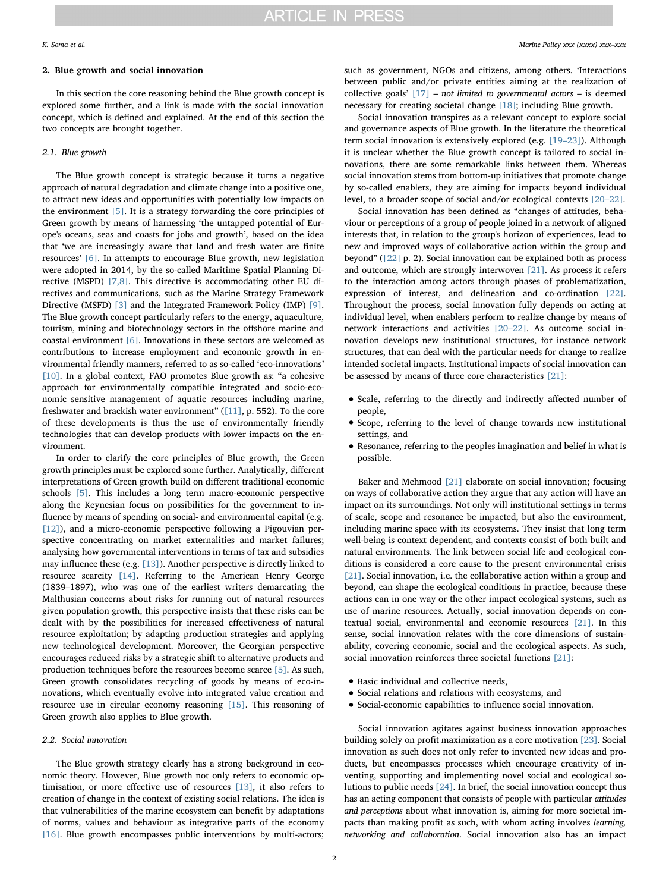## 2. Blue growth and social innovation

In this section the core reasoning behind the Blue growth concept is explored some further, and a link is made with the social innovation concept, which is defined and explained. At the end of this section the two concepts are brought together.

### 2.1. Blue growth

The Blue growth concept is strategic because it turns a negative approach of natural degradation and climate change into a positive one, to attract new ideas and opportunities with potentially low impacts on the environment [5]. It is a strategy forwarding the core principles of Green growth by means of harnessing 'the untapped potential of Europe's oceans, seas and coasts for jobs and growth', based on the idea that 'we are increasingly aware that land and fresh water are finite resources' [6]. In attempts to encourage Blue growth, new legislation were adopted in 2014, by the so-called Maritime Spatial Planning Directive (MSPD) [7,8]. This directive is accommodating other EU directives and communications, such as the Marine Strategy Framework Directive (MSFD) [3] and the Integrated Framework Policy (IMP) [9]. The Blue growth concept particularly refers to the energy, aquaculture, tourism, mining and biotechnology sectors in the offshore marine and coastal environment [6]. Innovations in these sectors are welcomed as contributions to increase employment and economic growth in environmental friendly manners, referred to as so-called 'eco-innovations' [10]. In a global context, FAO promotes Blue growth as: "a cohesive approach for environmentally compatible integrated and socio-economic sensitive management of aquatic resources including marine, freshwater and brackish water environment" ([11], p. 552). To the core of these developments is thus the use of environmentally friendly technologies that can develop products with lower impacts on the environment.

In order to clarify the core principles of Blue growth, the Green growth principles must be explored some further. Analytically, different interpretations of Green growth build on different traditional economic schools [5]. This includes a long term macro-economic perspective along the Keynesian focus on possibilities for the government to influence by means of spending on social- and environmental capital (e.g. [12]), and a micro-economic perspective following a Pigouvian perspective concentrating on market externalities and market failures; analysing how governmental interventions in terms of tax and subsidies may influence these (e.g. [13]). Another perspective is directly linked to resource scarcity [14]. Referring to the American Henry George (1839–1897), who was one of the earliest writers demarcating the Malthusian concerns about risks for running out of natural resources given population growth, this perspective insists that these risks can be dealt with by the possibilities for increased effectiveness of natural resource exploitation; by adapting production strategies and applying new technological development. Moreover, the Georgian perspective encourages reduced risks by a strategic shift to alternative products and production techniques before the resources become scarce [5]. As such, Green growth consolidates recycling of goods by means of eco-innovations, which eventually evolve into integrated value creation and resource use in circular economy reasoning [15]. This reasoning of Green growth also applies to Blue growth.

### 2.2. Social innovation

The Blue growth strategy clearly has a strong background in economic theory. However, Blue growth not only refers to economic optimisation, or more effective use of resources [13], it also refers to creation of change in the context of existing social relations. The idea is that vulnerabilities of the marine ecosystem can benefit by adaptations of norms, values and behaviour as integrative parts of the economy [16]. Blue growth encompasses public interventions by multi-actors; such as government, NGOs and citizens, among others. 'Interactions between public and/or private entities aiming at the realization of collective goals' [17] – *not limited to governmental actors* – is deemed necessary for creating societal change [18]; including Blue growth.

Social innovation transpires as a relevant concept to explore social and governance aspects of Blue growth. In the literature the theoretical term social innovation is extensively explored (e.g. [19–23]). Although it is unclear whether the Blue growth concept is tailored to social innovations, there are some remarkable links between them. Whereas social innovation stems from bottom-up initiatives that promote change by so-called enablers, they are aiming for impacts beyond individual level, to a broader scope of social and/or ecological contexts [20–22].

Social innovation has been defined as "changes of attitudes, behaviour or perceptions of a group of people joined in a network of aligned interests that, in relation to the group's horizon of experiences, lead to new and improved ways of collaborative action within the group and beyond" ([22] p. 2). Social innovation can be explained both as process and outcome, which are strongly interwoven [21]. As process it refers to the interaction among actors through phases of problematization, expression of interest, and delineation and co-ordination [22]. Throughout the process, social innovation fully depends on acting at individual level, when enablers perform to realize change by means of network interactions and activities [20–22]. As outcome social innovation develops new institutional structures, for instance network structures, that can deal with the particular needs for change to realize intended societal impacts. Institutional impacts of social innovation can be assessed by means of three core characteristics [21]:

- Scale, referring to the directly and indirectly affected number of people,
- Scope, referring to the level of change towards new institutional settings, and
- Resonance, referring to the peoples imagination and belief in what is possible.

Baker and Mehmood [21] elaborate on social innovation; focusing on ways of collaborative action they argue that any action will have an impact on its surroundings. Not only will institutional settings in terms of scale, scope and resonance be impacted, but also the environment, including marine space with its ecosystems. They insist that long term well-being is context dependent, and contexts consist of both built and natural environments. The link between social life and ecological conditions is considered a core cause to the present environmental crisis [21]. Social innovation, i.e. the collaborative action within a group and beyond, can shape the ecological conditions in practice, because these actions can in one way or the other impact ecological systems, such as use of marine resources. Actually, social innovation depends on contextual social, environmental and economic resources [21]. In this sense, social innovation relates with the core dimensions of sustainability, covering economic, social and the ecological aspects. As such, social innovation reinforces three societal functions [21]:

- Basic individual and collective needs,
- Social relations and relations with ecosystems, and
- Social-economic capabilities to influence social innovation.

Social innovation agitates against business innovation approaches building solely on profit maximization as a core motivation [23]. Social innovation as such does not only refer to invented new ideas and products, but encompasses processes which encourage creativity of inventing, supporting and implementing novel social and ecological solutions to public needs [24]. In brief, the social innovation concept thus has an acting component that consists of people with particular *attitudes and perceptions* about what innovation is, aiming for more societal impacts than making profit as such, with whom acting involves *learning, networking and collaboration*. Social innovation also has an impact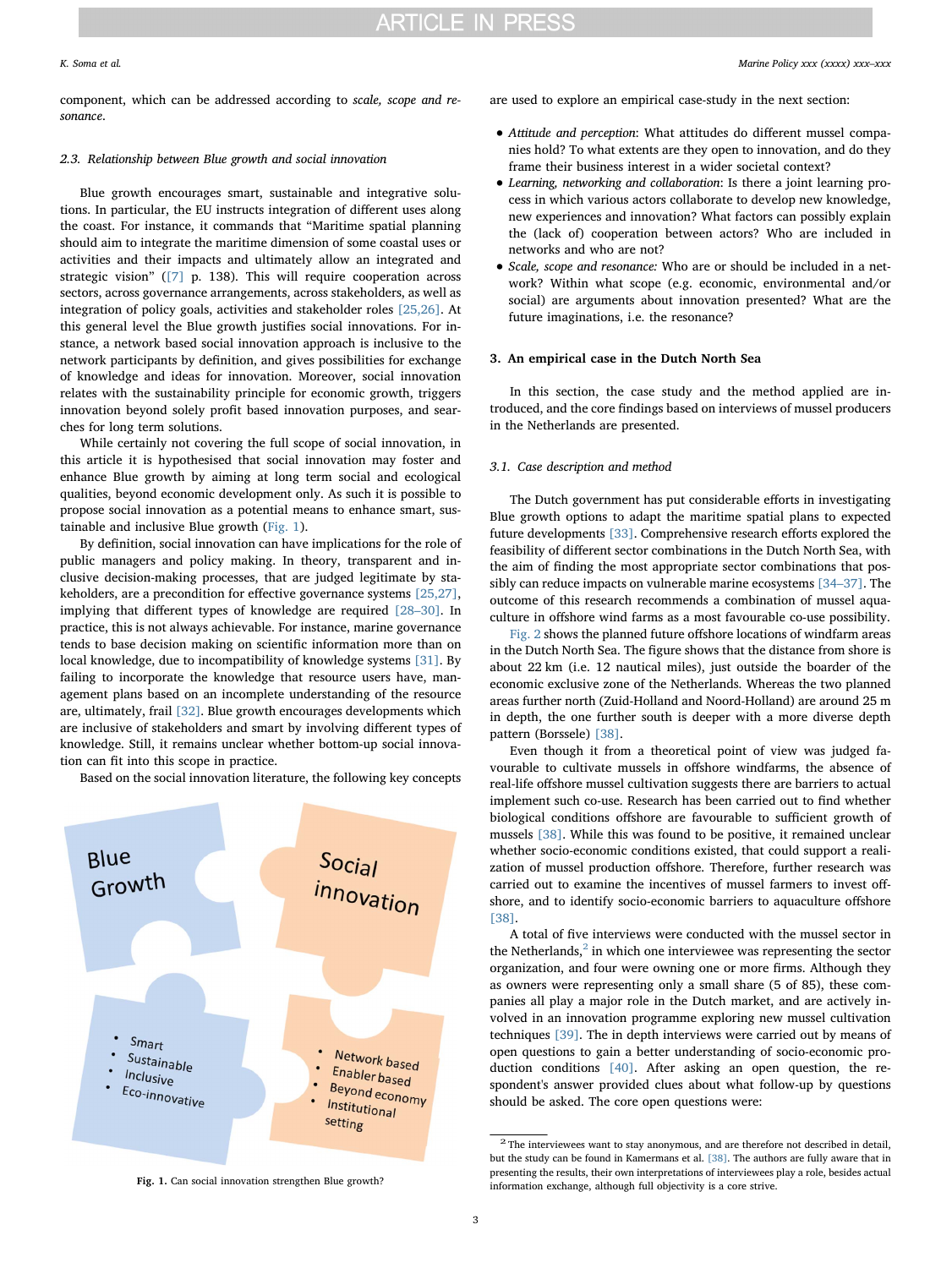component, which can be addressed according to *scale, scope and resonance*.

### 2.3. Relationship between Blue growth and social innovation

Blue growth encourages smart, sustainable and integrative solutions. In particular, the EU instructs integration of different uses along the coast. For instance, it commands that "Maritime spatial planning should aim to integrate the maritime dimension of some coastal uses or activities and their impacts and ultimately allow an integrated and strategic vision" ([7] p. 138). This will require cooperation across sectors, across governance arrangements, across stakeholders, as well as integration of policy goals, activities and stakeholder roles [25,26]. At this general level the Blue growth justifies social innovations. For instance, a network based social innovation approach is inclusive to the network participants by definition, and gives possibilities for exchange of knowledge and ideas for innovation. Moreover, social innovation relates with the sustainability principle for economic growth, triggers innovation beyond solely profit based innovation purposes, and searches for long term solutions.

While certainly not covering the full scope of social innovation, in this article it is hypothesised that social innovation may foster and enhance Blue growth by aiming at long term social and ecological qualities, beyond economic development only. As such it is possible to propose social innovation as a potential means to enhance smart, sustainable and inclusive Blue growth (Fig. 1).

By definition, social innovation can have implications for the role of public managers and policy making. In theory, transparent and inclusive decision-making processes, that are judged legitimate by stakeholders, are a precondition for effective governance systems [25,27], implying that different types of knowledge are required [28–30]. In practice, this is not always achievable. For instance, marine governance tends to base decision making on scientific information more than on local knowledge, due to incompatibility of knowledge systems [31]. By failing to incorporate the knowledge that resource users have, management plans based on an incomplete understanding of the resource are, ultimately, frail [32]. Blue growth encourages developments which are inclusive of stakeholders and smart by involving different types of knowledge. Still, it remains unclear whether bottom-up social innovation can fit into this scope in practice.

Based on the social innovation literature, the following key concepts are used to explore an empirical case-study in the next section:

- *Attitude and perception*: What attitudes do different mussel companies hold? To what extents are they open to innovation, and do they frame their business interest in a wider societal context?
- *Learning, networking and collaboration*: Is there a joint learning process in which various actors collaborate to develop new knowledge, new experiences and innovation? What factors can possibly explain the (lack of) cooperation between actors? Who are included in networks and who are not?
- *Scale, scope and resonance:* Who are or should be included in a network? Within what scope (e.g. economic, environmental and/or social) are arguments about innovation presented? What are the future imaginations, i.e. the resonance?

Blue Growth

- Smart
- Sustainable
- Inclusive
- Eco-innovative

Social innovation

- Network based
- Enabler based
- Beyond economy
- Institutional setting

**Fig. 1.** Can social innovation strengthen Blue growth?

## 3. An empirical case in the Dutch North Sea

In this section, the case study and the method applied are introduced, and the core findings based on interviews of mussel producers in the Netherlands are presented.

### 3.1. Case description and method

The Dutch government has put considerable efforts in investigating Blue growth options to adapt the maritime spatial plans to expected future developments [33]. Comprehensive research efforts explored the feasibility of different sector combinations in the Dutch North Sea, with the aim of finding the most appropriate sector combinations that possibly can reduce impacts on vulnerable marine ecosystems [34–37]. The outcome of this research recommends a combination of mussel aquaculture in offshore wind farms as a most favourable co-use possibility.

Fig. 2 shows the planned future offshore locations of windfarm areas in the Dutch North Sea. The figure shows that the distance from shore is about 22 km (i.e. 12 nautical miles), just outside the boarder of the economic exclusive zone of the Netherlands. Whereas the two planned areas further north (Zuid-Holland and Noord-Holland) are around 25 m in depth, the one further south is deeper with a more diverse depth pattern (Borssele) [38].

Even though it from a theoretical point of view was judged favourable to cultivate mussels in offshore windfarms, the absence of real-life offshore mussel cultivation suggests there are barriers to actual implement such co-use. Research has been carried out to find whether biological conditions offshore are favourable to sufficient growth of mussels [38]. While this was found to be positive, it remained unclear whether socio-economic conditions existed, that could support a realization of mussel production offshore. Therefore, further research was carried out to examine the incentives of mussel farmers to invest offshore, and to identify socio-economic barriers to aquaculture offshore [38].

A total of five interviews were conducted with the mussel sector in the Netherlands,[2] in which one interviewee was representing the sector organization, and four were owning one or more firms. Although they as owners were representing only a small share (5 of 85), these companies all play a major role in the Dutch market, and are actively involved in an innovation programme exploring new mussel cultivation techniques [39]. The in depth interviews were carried out by means of open questions to gain a better understanding of socio-economic production conditions [40]. After asking an open question, the respondent's answer provided clues about what follow-up by questions should be asked. The core open questions were:

[2] The interviewees want to stay anonymous, and are therefore not described in detail, but the study can be found in Kamermans et al. [38]. The authors are fully aware that in presenting the results, their own interpretations of interviewees play a role, besides actual information exchange, although full objectivity is a core strive.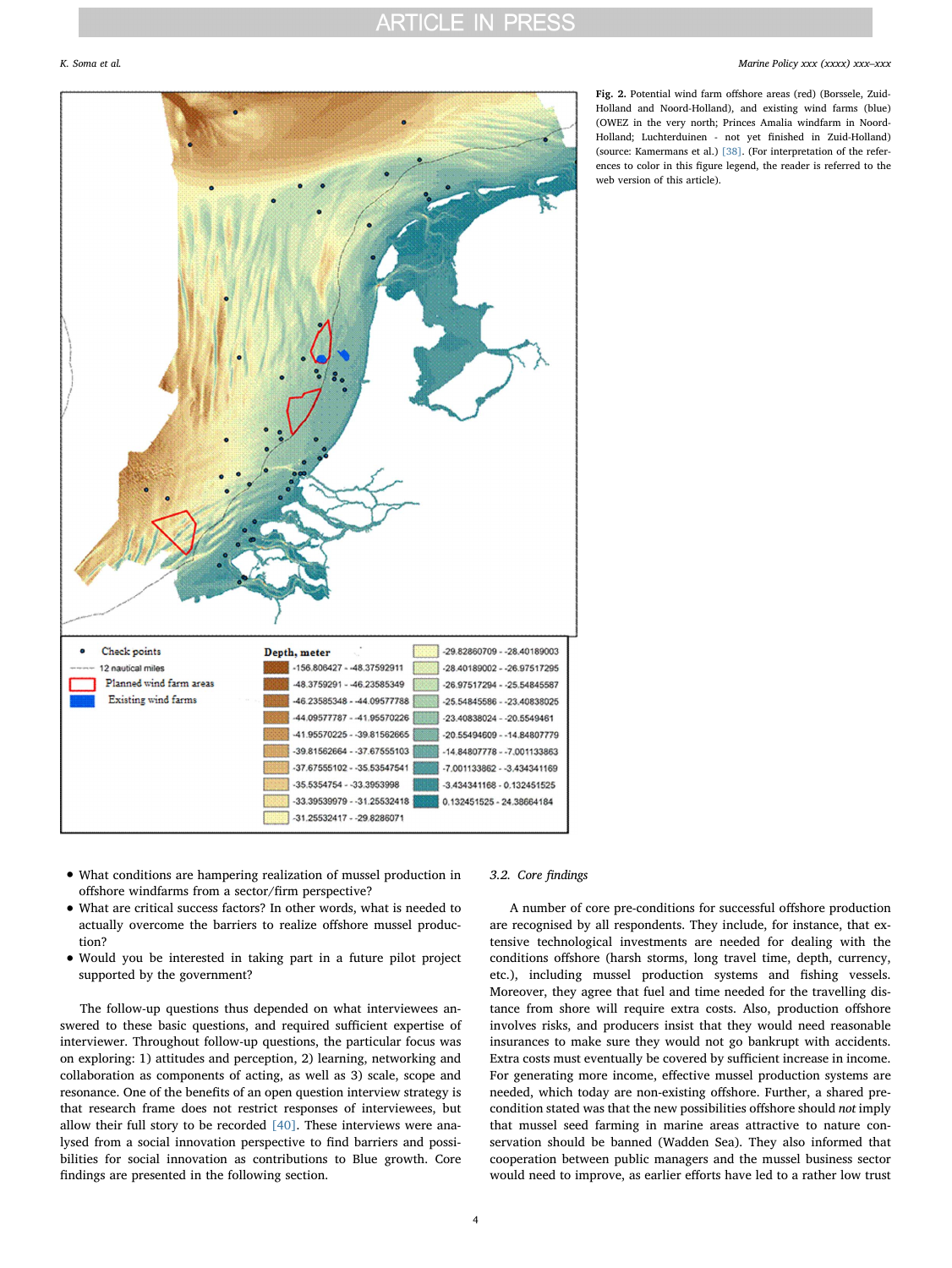**Fig. 2.** Potential wind farm offshore areas (red) (Borssele, Zuid-Holland and Noord-Holland), and existing wind farms (blue) (OWEZ in the very north; Princes Amalia windfarm in Noord-Holland; Luchterduinen - not yet finished in Zuid-Holland) (source: Kamermans et al.) [38]. (For interpretation of the references to color in this figure legend, the reader is referred to the web version of this article).

- What conditions are hampering realization of mussel production in offshore windfarms from a sector/firm perspective?
- What are critical success factors? In other words, what is needed to actually overcome the barriers to realize offshore mussel production?
- Would you be interested in taking part in a future pilot project supported by the government?

The follow-up questions thus depended on what interviewees answered to these basic questions, and required sufficient expertise of interviewer. Throughout follow-up questions, the particular focus was on exploring: 1) attitudes and perception, 2) learning, networking and collaboration as components of acting, as well as 3) scale, scope and resonance. One of the benefits of an open question interview strategy is that research frame does not restrict responses of interviewees, but allow their full story to be recorded [40]. These interviews were analysed from a social innovation perspective to find barriers and possibilities for social innovation as contributions to Blue growth. Core findings are presented in the following section.

### 3.2. Core findings

A number of core pre-conditions for successful offshore production are recognised by all respondents. They include, for instance, that extensive technological investments are needed for dealing with the conditions offshore (harsh storms, long travel time, depth, currency, etc.), including mussel production systems and fishing vessels. Moreover, they agree that fuel and time needed for the travelling distance from shore will require extra costs. Also, production offshore involves risks, and producers insist that they would need reasonable insurances to make sure they would not go bankrupt with accidents. Extra costs must eventually be covered by sufficient increase in income. For generating more income, effective mussel production systems are needed, which today are non-existing offshore. Further, a shared pre-condition stated was that the new possibilities offshore should *not* imply that mussel seed farming in marine areas attractive to nature conservation should be banned (Wadden Sea). They also informed that cooperation between public managers and the mussel business sector would need to improve, as earlier efforts have led to a rather low trust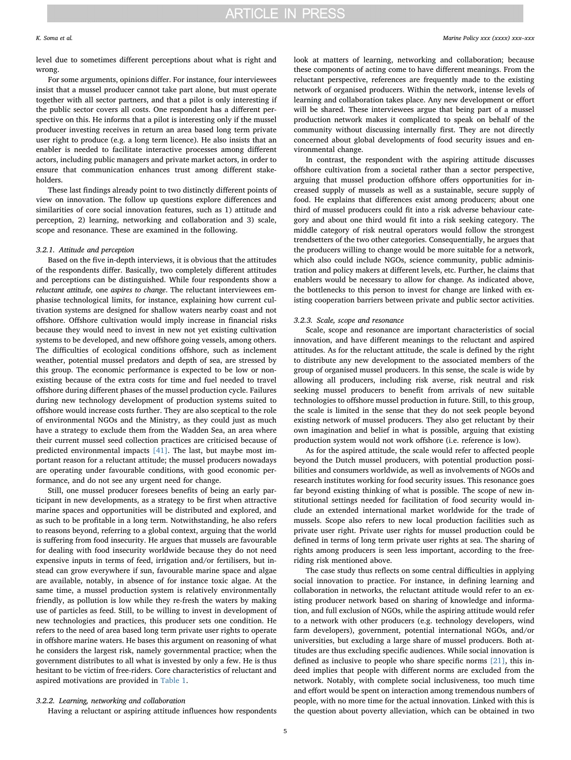level due to sometimes different perceptions about what is right and wrong.

For some arguments, opinions differ. For instance, four interviewees insist that a mussel producer cannot take part alone, but must operate together with all sector partners, and that a pilot is only interesting if the public sector covers all costs. One respondent has a different perspective on this. He informs that a pilot is interesting only if the mussel producer investing receives in return an area based long term private user right to produce (e.g. a long term licence). He also insists that an enabler is needed to facilitate interactive processes among different actors, including public managers and private market actors, in order to ensure that communication enhances trust among different stakeholders.

These last findings already point to two distinctly different points of view on innovation. The follow up questions explore differences and similarities of core social innovation features, such as 1) attitude and perception, 2) learning, networking and collaboration and 3) scale, scope and resonance. These are examined in the following.

#### 3.2.1. Attitude and perception

Based on the five in-depth interviews, it is obvious that the attitudes of the respondents differ. Basically, two completely different attitudes and perceptions can be distinguished. While four respondents show a *reluctant attitude,* one *aspires to change*. The reluctant interviewees emphasise technological limits, for instance, explaining how current cultivation systems are designed for shallow waters nearby coast and not offshore. Offshore cultivation would imply increase in financial risks because they would need to invest in new not yet existing cultivation systems to be developed, and new offshore going vessels, among others. The difficulties of ecological conditions offshore, such as inclement weather, potential mussel predators and depth of sea, are stressed by this group. The economic performance is expected to be low or non-existing because of the extra costs for time and fuel needed to travel offshore during different phases of the mussel production cycle. Failures during new technology development of production systems suited to offshore would increase costs further. They are also sceptical to the role of environmental NGOs and the Ministry, as they could just as much have a strategy to exclude them from the Wadden Sea, an area where their current mussel seed collection practices are criticised because of predicted environmental impacts [41]. The last, but maybe most important reason for a reluctant attitude; the mussel producers nowadays are operating under favourable conditions, with good economic performance, and do not see any urgent need for change.

Still, one mussel producer foresees benefits of being an early participant in new developments, as a strategy to be first when attractive marine spaces and opportunities will be distributed and explored, and as such to be profitable in a long term. Notwithstanding, he also refers to reasons beyond, referring to a global context, arguing that the world is suffering from food insecurity. He argues that mussels are favourable for dealing with food insecurity worldwide because they do not need expensive inputs in terms of feed, irrigation and/or fertilisers, but instead can grow everywhere if sun, favourable marine space and algae are available, notably, in absence of for instance toxic algae. At the same time, a mussel production system is relatively environmentally friendly, as pollution is low while they re-fresh the waters by making use of particles as feed. Still, to be willing to invest in development of new technologies and practices, this producer sets one condition. He refers to the need of area based long term private user rights to operate in offshore marine waters. He bases this argument on reasoning of what he considers the largest risk, namely governmental practice; when the government distributes to all what is invested by only a few. He is thus hesitant to be victim of free-riders. Core characteristics of reluctant and aspired motivations are provided in Table 1.

#### 3.2.2. Learning, networking and collaboration

Having a reluctant or aspiring attitude influences how respondents look at matters of learning, networking and collaboration; because these components of acting come to have different meanings. From the reluctant perspective, references are frequently made to the existing network of organised producers. Within the network, intense levels of learning and collaboration takes place. Any new development or effort will be shared. These interviewees argue that being part of a mussel production network makes it complicated to speak on behalf of the community without discussing internally first. They are not directly concerned about global developments of food security issues and environmental change.

In contrast, the respondent with the aspiring attitude discusses offshore cultivation from a societal rather than a sector perspective, arguing that mussel production offshore offers opportunities for increased supply of mussels as well as a sustainable, secure supply of food. He explains that differences exist among producers; about one third of mussel producers could fit into a risk adverse behaviour category and about one third would fit into a risk seeking category. The middle category of risk neutral operators would follow the strongest trendsetters of the two other categories. Consequentially, he argues that the producers willing to change would be more suitable for a network, which also could include NGOs, science community, public administration and policy makers at different levels, etc. Further, he claims that enablers would be necessary to allow for change. As indicated above, the bottlenecks to this person to invest for change are linked with existing cooperation barriers between private and public sector activities.

#### 3.2.3. Scale, scope and resonance

Scale, scope and resonance are important characteristics of social innovation, and have different meanings to the reluctant and aspired attitudes. As for the reluctant attitude, the scale is defined by the right to distribute any new development to the associated members of the group of organised mussel producers. In this sense, the scale is wide by allowing all producers, including risk averse, risk neutral and risk seeking mussel producers to benefit from arrivals of new suitable technologies to offshore mussel production in future. Still, to this group, the scale is limited in the sense that they do not seek people beyond existing network of mussel producers. They also get reluctant by their own imagination and belief in what is possible, arguing that existing production system would not work offshore (i.e. reference is low).

As for the aspired attitude, the scale would refer to affected people beyond the Dutch mussel producers, with potential production possibilities and consumers worldwide, as well as involvements of NGOs and research institutes working for food security issues. This resonance goes far beyond existing thinking of what is possible. The scope of new institutional settings needed for facilitation of food security would include an extended international market worldwide for the trade of mussels. Scope also refers to new local production facilities such as private user right. Private user rights for mussel production could be defined in terms of long term private user rights at sea. The sharing of rights among producers is seen less important, according to the free-riding risk mentioned above.

The case study thus reflects on some central difficulties in applying social innovation to practice. For instance, in defining learning and collaboration in networks, the reluctant attitude would refer to an existing producer network based on sharing of knowledge and information, and full exclusion of NGOs, while the aspiring attitude would refer to a network with other producers (e.g. technology developers, wind farm developers), government, potential international NGOs, and/or universities, but excluding a large share of mussel producers. Both attitudes are thus excluding specific audiences. While social innovation is defined as inclusive to people who share specific norms [21], this indeed implies that people with different norms are excluded from the network. Notably, with complete social inclusiveness, too much time and effort would be spent on interaction among tremendous numbers of people, with no more time for the actual innovation. Linked with this is the question about poverty alleviation, which can be obtained in two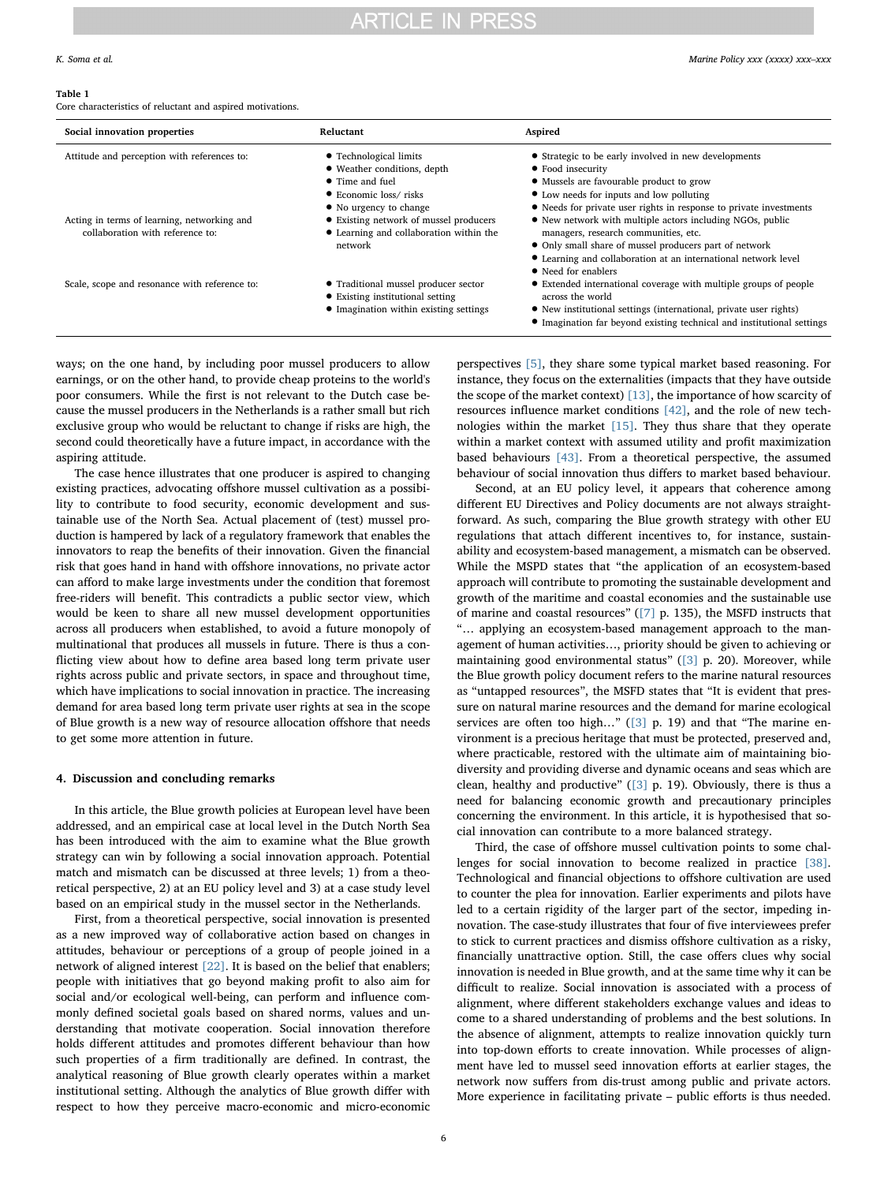**Table 1**
Core characteristics of reluctant and aspired motivations.

| Social innovation properties | Reluctant | Aspired |
|---|---|---|
| Attitude and perception with references to: | • Technological limits<br>• Weather conditions, depth<br>• Time and fuel<br>• Economic loss/ risks<br>• No urgency to change | • Strategic to be early involved in new developments<br>• Food insecurity<br>• Mussels are favourable product to grow<br>• Low needs for inputs and low polluting<br>• Needs for private user rights in response to private investments |
| Acting in terms of learning, networking and collaboration with reference to: | • Existing network of mussel producers<br>• Learning and collaboration within the network | • New network with multiple actors including NGOs, public managers, research communities, etc.<br>• Only small share of mussel producers part of network<br>• Learning and collaboration at an international network level<br>• Need for enablers |
| Scale, scope and resonance with reference to: | • Traditional mussel producer sector<br>• Existing institutional setting<br>• Imagination within existing settings | • Extended international coverage with multiple groups of people across the world<br>• New institutional settings (international, private user rights)<br>• Imagination far beyond existing technical and institutional settings |

ways; on the one hand, by including poor mussel producers to allow earnings, or on the other hand, to provide cheap proteins to the world's poor consumers. While the first is not relevant to the Dutch case because the mussel producers in the Netherlands is a rather small but rich exclusive group who would be reluctant to change if risks are high, the second could theoretically have a future impact, in accordance with the aspiring attitude.

The case hence illustrates that one producer is aspired to changing existing practices, advocating offshore mussel cultivation as a possibility to contribute to food security, economic development and sustainable use of the North Sea. Actual placement of (test) mussel production is hampered by lack of a regulatory framework that enables the innovators to reap the benefits of their innovation. Given the financial risk that goes hand in hand with offshore innovations, no private actor can afford to make large investments under the condition that foremost free-riders will benefit. This contradicts a public sector view, which would be keen to share all new mussel development opportunities across all producers when established, to avoid a future monopoly of multinational that produces all mussels in future. There is thus a conflicting view about how to define area based long term private user rights across public and private sectors, in space and throughout time, which have implications to social innovation in practice. The increasing demand for area based long term private user rights at sea in the scope of Blue growth is a new way of resource allocation offshore that needs to get some more attention in future.

## 4. Discussion and concluding remarks

In this article, the Blue growth policies at European level have been addressed, and an empirical case at local level in the Dutch North Sea has been introduced with the aim to examine what the Blue growth strategy can win by following a social innovation approach. Potential match and mismatch can be discussed at three levels; 1) from a theoretical perspective, 2) at an EU policy level and 3) at a case study level based on an empirical study in the mussel sector in the Netherlands.

First, from a theoretical perspective, social innovation is presented as a new improved way of collaborative action based on changes in attitudes, behaviour or perceptions of a group of people joined in a network of aligned interest [22]. It is based on the belief that enablers; people with initiatives that go beyond making profit to also aim for social and/or ecological well-being, can perform and influence commonly defined societal goals based on shared norms, values and understanding that motivate cooperation. Social innovation therefore holds different attitudes and promotes different behaviour than how such properties of a firm traditionally are defined. In contrast, the analytical reasoning of Blue growth clearly operates within a market institutional setting. Although the analytics of Blue growth differ with respect to how they perceive macro-economic and micro-economic perspectives [5], they share some typical market based reasoning. For instance, they focus on the externalities (impacts that they have outside the scope of the market context) [13], the importance of how scarcity of resources influence market conditions [42], and the role of new technologies within the market [15]. They thus share that they operate within a market context with assumed utility and profit maximization based behaviours [43]. From a theoretical perspective, the assumed behaviour of social innovation thus differs to market based behaviour.

Second, at an EU policy level, it appears that coherence among different EU Directives and Policy documents are not always straightforward. As such, comparing the Blue growth strategy with other EU regulations that attach different incentives to, for instance, sustainability and ecosystem-based management, a mismatch can be observed. While the MSPD states that "the application of an ecosystem-based approach will contribute to promoting the sustainable development and growth of the maritime and coastal economies and the sustainable use of marine and coastal resources" ([7] p. 135), the MSFD instructs that "… applying an ecosystem-based management approach to the management of human activities…, priority should be given to achieving or maintaining good environmental status" ([3] p. 20). Moreover, while the Blue growth policy document refers to the marine natural resources as "untapped resources", the MSFD states that "It is evident that pressure on natural marine resources and the demand for marine ecological services are often too high…" ([3] p. 19) and that "The marine environment is a precious heritage that must be protected, preserved and, where practicable, restored with the ultimate aim of maintaining biodiversity and providing diverse and dynamic oceans and seas which are clean, healthy and productive" ([3] p. 19). Obviously, there is thus a need for balancing economic growth and precautionary principles concerning the environment. In this article, it is hypothesised that social innovation can contribute to a more balanced strategy.

Third, the case of offshore mussel cultivation points to some challenges for social innovation to become realized in practice [38]. Technological and financial objections to offshore cultivation are used to counter the plea for innovation. Earlier experiments and pilots have led to a certain rigidity of the larger part of the sector, impeding innovation. The case-study illustrates that four of five interviewees prefer to stick to current practices and dismiss offshore cultivation as a risky, financially unattractive option. Still, the case offers clues why social innovation is needed in Blue growth, and at the same time why it can be difficult to realize. Social innovation is associated with a process of alignment, where different stakeholders exchange values and ideas to come to a shared understanding of problems and the best solutions. In the absence of alignment, attempts to realize innovation quickly turn into top-down efforts to create innovation. While processes of alignment have led to mussel seed innovation efforts at earlier stages, the network now suffers from dis-trust among public and private actors. More experience in facilitating private – public efforts is thus needed.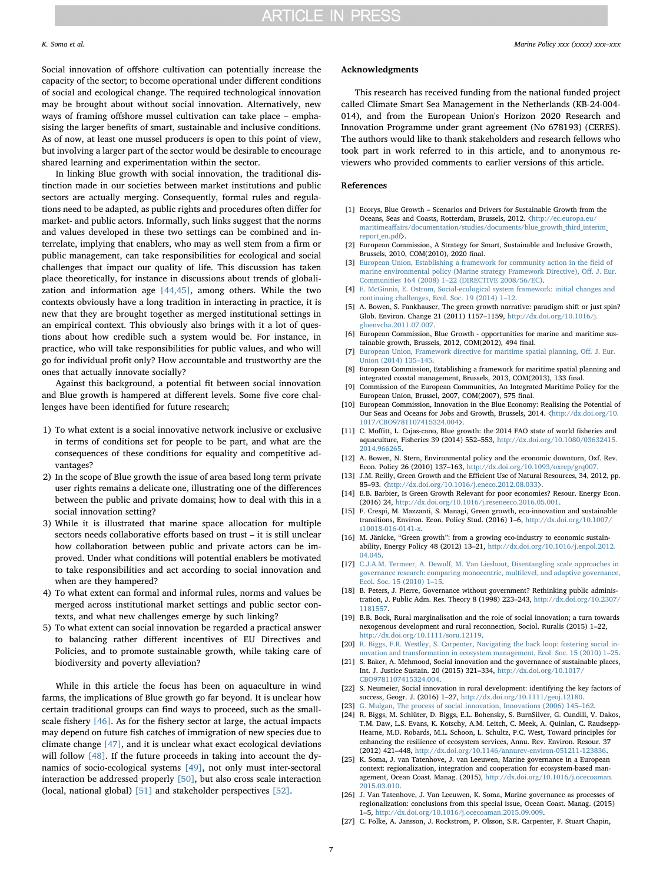Social innovation of offshore cultivation can potentially increase the capacity of the sector; to become operational under different conditions of social and ecological change. The required technological innovation may be brought about without social innovation. Alternatively, new ways of framing offshore mussel cultivation can take place – emphasising the larger benefits of smart, sustainable and inclusive conditions. As of now, at least one mussel producers is open to this point of view, but involving a larger part of the sector would be desirable to encourage shared learning and experimentation within the sector.

In linking Blue growth with social innovation, the traditional distinction made in our societies between market institutions and public sectors are actually merging. Consequently, formal rules and regulations need to be adapted, as public rights and procedures often differ for market- and public actors. Informally, such links suggest that the norms and values developed in these two settings can be combined and interrelate, implying that enablers, who may as well stem from a firm or public management, can take responsibilities for ecological and social challenges that impact our quality of life. This discussion has taken place theoretically, for instance in discussions about trends of globalization and information age [44,45], among others. While the two contexts obviously have a long tradition in interacting in practice, it is new that they are brought together as merged institutional settings in an empirical context. This obviously also brings with it a lot of questions about how credible such a system would be. For instance, in practice, who will take responsibilities for public values, and who will go for individual profit only? How accountable and trustworthy are the ones that actually innovate socially?

Against this background, a potential fit between social innovation and Blue growth is hampered at different levels. Some five core challenges have been identified for future research;

1) To what extent is a social innovative network inclusive or exclusive in terms of conditions set for people to be part, and what are the consequences of these conditions for equality and competitive advantages?
2) In the scope of Blue growth the issue of area based long term private user rights remains a delicate one, illustrating one of the differences between the public and private domains; how to deal with this in a social innovation setting?
3) While it is illustrated that marine space allocation for multiple sectors needs collaborative efforts based on trust – it is still unclear how collaboration between public and private actors can be improved. Under what conditions will potential enablers be motivated to take responsibilities and act according to social innovation and when are they hampered?
4) To what extent can formal and informal rules, norms and values be merged across institutional market settings and public sector contexts, and what new challenges emerge by such linking?
5) To what extent can social innovation be regarded a practical answer to balancing rather different incentives of EU Directives and Policies, and to promote sustainable growth, while taking care of biodiversity and poverty alleviation?

While in this article the focus has been on aquaculture in wind farms, the implications of Blue growth go far beyond. It is unclear how certain traditional groups can find ways to proceed, such as the small-scale fishery [46]. As for the fishery sector at large, the actual impacts may depend on future fish catches of immigration of new species due to climate change [47], and it is unclear what exact ecological deviations will follow [48]. If the future proceeds in taking into account the dynamics of socio-ecological systems [49], not only must inter-sectoral interaction be addressed properly [50], but also cross scale interaction (local, national global) [51] and stakeholder perspectives [52].

## Acknowledgments

This research has received funding from the national funded project called Climate Smart Sea Management in the Netherlands (KB-24-004-014), and from the European Union's Horizon 2020 Research and Innovation Programme under grant agreement (No 678193) (CERES). The authors would like to thank stakeholders and research fellows who took part in work referred to in this article, and to anonymous reviewers who provided comments to earlier versions of this article.

## References

[1] Ecorys, Blue Growth – Scenarios and Drivers for Sustainable Growth from the Oceans, Seas and Coasts, Rotterdam, Brussels, 2012. 〈http://ec.europa.eu/maritimeaffairs/documentation/studies/documents/blue_growth_third_interim_report_en.pdf〉.

[2] European Commission, A Strategy for Smart, Sustainable and Inclusive Growth, Brussels, 2010, COM(2010), 2020 final.

[3] European Union, Establishing a framework for community action in the field of marine environmental policy (Marine strategy Framework Directive), Off. J. Eur. Communities 164 (2008) 1–22 (DIRECTIVE 2008/56/EC).

[4] E. McGinnis, E. Ostrom, Social-ecological system framework: initial changes and continuing challenges, Ecol. Soc. 19 (2014) 1–12.

[5] A. Bowen, S. Fankhauser, The green growth narrative: paradigm shift or just spin? Glob. Environ. Change 21 (2011) 1157–1159, http://dx.doi.org/10.1016/j.gloenvcha.2011.07.007.

[6] European Commission, Blue Growth - opportunities for marine and maritime sustainable growth, Brussels, 2012, COM(2012), 494 final.

[7] European Union, Framework directive for maritime spatial planning, Off. J. Eur. Union (2014) 135–145.

[8] European Commission, Establishing a framework for maritime spatial planning and integrated coastal management, Brussels, 2013, COM(2013), 133 final.

[9] Commission of the European Communities, An Integrated Maritime Policy for the European Union, Brussel, 2007, COM(2007), 575 final.

[10] European Commission, Innovation in the Blue Economy: Realising the Potential of Our Seas and Oceans for Jobs and Growth, Brussels, 2014. 〈http://dx.doi.org/10.1017/CBO9781107415324.004〉.

[11] C. Moffitt, L. Cajas-cano, Blue growth: the 2014 FAO state of world fisheries and aquaculture, Fisheries 39 (2014) 552–553, http://dx.doi.org/10.1080/03632415.2014.966265.

[12] A. Bowen, N. Stern, Environmental policy and the economic downturn, Oxf. Rev. Econ. Policy 26 (2010) 137–163, http://dx.doi.org/10.1093/oxrep/grq007.

[13] J.M. Reilly, Green Growth and the Efficient Use of Natural Resources, 34, 2012, pp. 85–93. 〈http://dx.doi.org/10.1016/j.eneco.2012.08.033〉.

[14] E.B. Barbier, Is Green Growth Relevant for poor economies? Resour. Energy Econ. (2016) 24, http://dx.doi.org/10.1016/j.reseneeco.2016.05.001.

[15] F. Crespi, M. Mazzanti, S. Managi, Green growth, eco-innovation and sustainable transitions, Environ. Econ. Policy Stud. (2016) 1–6, http://dx.doi.org/10.1007/s10018-016-0141-x.

[16] M. Jänicke, "Green growth": from a growing eco-industry to economic sustainability, Energy Policy 48 (2012) 13–21, http://dx.doi.org/10.1016/j.enpol.2012.04.045.

[17] C.J.A.M. Termeer, A. Dewulf, M. Van Lieshout, Disentangling scale approaches in governance research: comparing monocentric, multilevel, and adaptive governance, Ecol. Soc. 15 (2010) 1–15.

[18] B. Peters, J. Pierre, Governance without government? Rethinking public administration, J. Public Adm. Res. Theory 8 (1998) 223–243, http://dx.doi.org/10.2307/1181557.

[19] B.B. Bock, Rural marginalisation and the role of social innovation; a turn towards nexogenous development and rural reconnection, Sociol. Ruralis (2015) 1–22, http://dx.doi.org/10.1111/soru.12119.

[20] R. Biggs, F.R. Westley, S. Carpenter, Navigating the back loop: fostering social innovation and transformation in ecosystem management, Ecol. Soc. 15 (2010) 1–25.

[21] S. Baker, A. Mehmood, Social innovation and the governance of sustainable places, Int. J. Justice Sustain. 20 (2015) 321–334, http://dx.doi.org/10.1017/CBO9781107415324.004.

[22] S. Neumeier, Social innovation in rural development: identifying the key factors of success, Geogr. J. (2016) 1–27, http://dx.doi.org/10.1111/geoj.12180.

[23] G. Mulgan, The process of social innovation, Innovations (2006) 145–162.

[24] R. Biggs, M. Schlüter, D. Biggs, E.L. Bohensky, S. BurnSilver, G. Cundill, V. Dakos, T.M. Daw, L.S. Evans, K. Kotschy, A.M. Leitch, C. Meek, A. Quinlan, C. Raudsepp-Hearne, M.D. Robards, M.L. Schoon, L. Schultz, P.C. West, Toward principles for enhancing the resilience of ecosystem services, Annu. Rev. Environ. Resour. 37 (2012) 421–448, http://dx.doi.org/10.1146/annurev-environ-051211-123836.

[25] K. Soma, J. van Tatenhove, J. van Leeuwen, Marine governance in a European context: regionalization, integration and cooperation for ecosystem-based management, Ocean Coast. Manag. (2015), http://dx.doi.org/10.1016/j.ocecoaman.2015.03.010.

[26] J. Van Tatenhove, J. Van Leeuwen, K. Soma, Marine governance as processes of regionalization: conclusions from this special issue, Ocean Coast. Manag. (2015) 1–5, http://dx.doi.org/10.1016/j.ocecoaman.2015.09.009.

[27] C. Folke, A. Jansson, J. Rockstrom, P. Olsson, S.R. Carpenter, F. Stuart Chapin,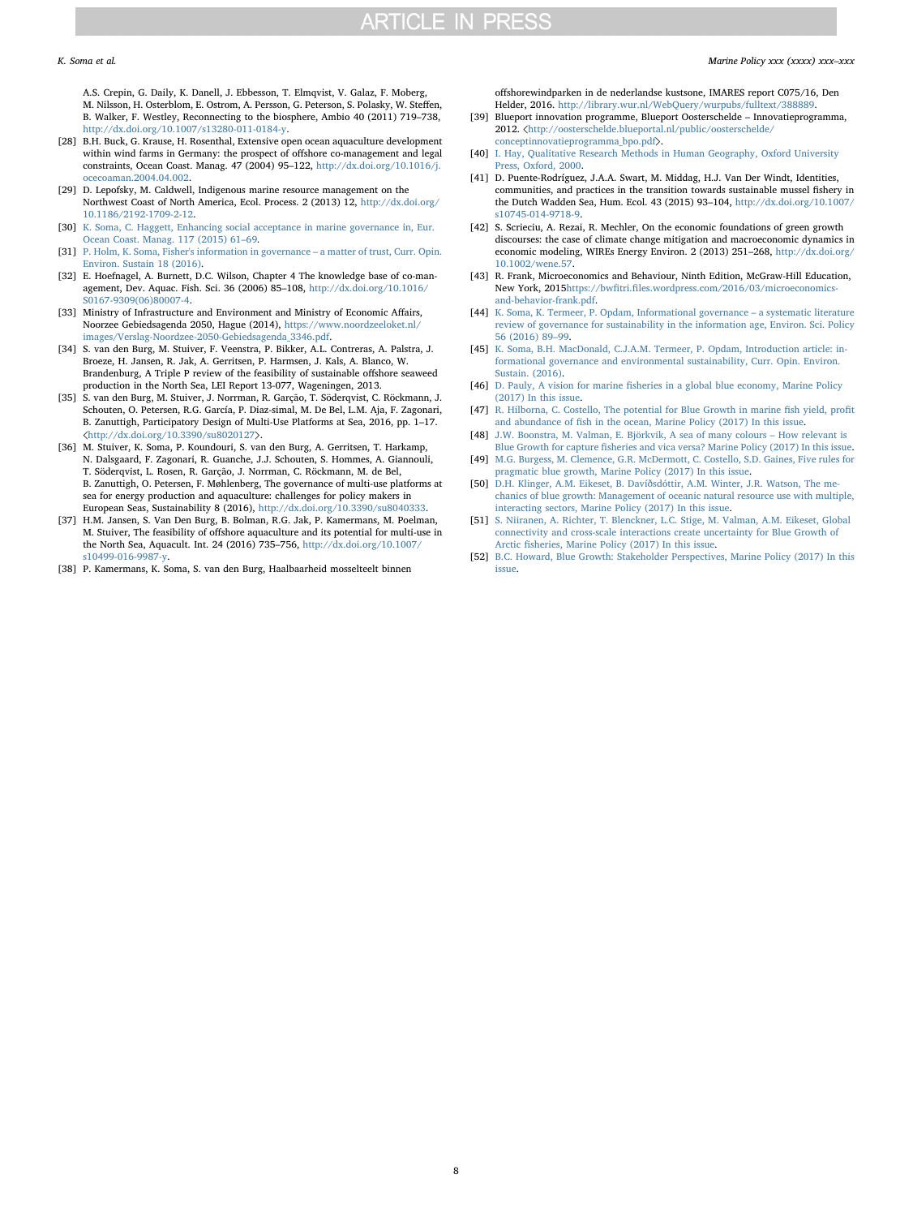A.S. Crepin, G. Daily, K. Danell, J. Ebbesson, T. Elmqvist, V. Galaz, F. Moberg, M. Nilsson, H. Osterblom, E. Ostrom, A. Persson, G. Peterson, S. Polasky, W. Steffen, B. Walker, F. Westley, Reconnecting to the biosphere, Ambio 40 (2011) 719–738, http://dx.doi.org/10.1007/s13280-011-0184-y.

[28] B.H. Buck, G. Krause, H. Rosenthal, Extensive open ocean aquaculture development within wind farms in Germany: the prospect of offshore co-management and legal constraints, Ocean Coast. Manag. 47 (2004) 95–122, http://dx.doi.org/10.1016/j.ocecoaman.2004.04.002.

[29] D. Lepofsky, M. Caldwell, Indigenous marine resource management on the Northwest Coast of North America, Ecol. Process. 2 (2013) 12, http://dx.doi.org/10.1186/2192-1709-2-12.

[30] K. Soma, C. Haggett, Enhancing social acceptance in marine governance in, Eur. Ocean Coast. Manag. 117 (2015) 61–69.

[31] P. Holm, K. Soma, Fisher's information in governance – a matter of trust, Curr. Opin. Environ. Sustain 18 (2016).

[32] E. Hoefnagel, A. Burnett, D.C. Wilson, Chapter 4 The knowledge base of co-management, Dev. Aquac. Fish. Sci. 36 (2006) 85–108, http://dx.doi.org/10.1016/S0167-9309(06)80007-4.

[33] Ministry of Infrastructure and Environment and Ministry of Economic Affairs, Noorzee Gebiedsagenda 2050, Hague (2014), https://www.noordzeeloket.nl/images/Verslag-Noordzee-2050-Gebiedsagenda_3346.pdf.

[34] S. van den Burg, M. Stuiver, F. Veenstra, P. Bikker, A.L. Contreras, A. Palstra, J. Broeze, H. Jansen, R. Jak, A. Gerritsen, P. Harmsen, J. Kals, A. Blanco, W. Brandenburg, A Triple P review of the feasibility of sustainable offshore seaweed production in the North Sea, LEI Report 13-077, Wageningen, 2013.

[35] S. van den Burg, M. Stuiver, J. Norrman, R. Garção, T. Söderqvist, C. Röckmann, J. Schouten, O. Petersen, R.G. García, P. Diaz-simal, M. De Bel, L.M. Aja, F. Zagonari, B. Zanuttigh, Participatory Design of Multi-Use Platforms at Sea, 2016, pp. 1–17. 〈http://dx.doi.org/10.3390/su8020127〉.

[36] M. Stuiver, K. Soma, P. Koundouri, S. van den Burg, A. Gerritsen, T. Harkamp, N. Dalsgaard, F. Zagonari, R. Guanche, J.J. Schouten, S. Hommes, A. Giannouli, T. Söderqvist, L. Rosen, R. Garção, J. Norrman, C. Röckmann, M. de Bel, B. Zanuttigh, O. Petersen, F. Møhlenberg, The governance of multi-use platforms at sea for energy production and aquaculture: challenges for policy makers in European Seas, Sustainability 8 (2016), http://dx.doi.org/10.3390/su8040333.

[37] H.M. Jansen, S. Van Den Burg, B. Bolman, R.G. Jak, P. Kamermans, M. Poelman, M. Stuiver, The feasibility of offshore aquaculture and its potential for multi-use in the North Sea, Aquacult. Int. 24 (2016) 735–756, http://dx.doi.org/10.1007/s10499-016-9987-y.

[38] P. Kamermans, K. Soma, S. van den Burg, Haalbaarheid mosselteelt binnen offshorewindparken in de nederlandse kustsone, IMARES report C075/16, Den Helder, 2016. http://library.wur.nl/WebQuery/wurpubs/fulltext/388889.

[39] Blueport innovation programme, Blueport Oosterschelde – Innovatieprogramma, 2012. 〈http://oosterschelde.blueportal.nl/public/oosterschelde/conceptinnovatieprogramma_bpo.pdf〉.

[40] I. Hay, Qualitative Research Methods in Human Geography, Oxford University Press, Oxford, 2000.

[41] D. Puente-Rodríguez, J.A.A. Swart, M. Middag, H.J. Van Der Windt, Identities, communities, and practices in the transition towards sustainable mussel fishery in the Dutch Wadden Sea, Hum. Ecol. 43 (2015) 93–104, http://dx.doi.org/10.1007/s10745-014-9718-9.

[42] S. Scrieciu, A. Rezai, R. Mechler, On the economic foundations of green growth discourses: the case of climate change mitigation and macroeconomic dynamics in economic modeling, WIREs Energy Environ. 2 (2013) 251–268, http://dx.doi.org/10.1002/wene.57.

[43] R. Frank, Microeconomics and Behaviour, Ninth Edition, McGraw-Hill Education, New York, 2015https://bwfitri.files.wordpress.com/2016/03/microeconomics-and-behavior-frank.pdf.

[44] K. Soma, K. Termeer, P. Opdam, Informational governance – a systematic literature review of governance for sustainability in the information age, Environ. Sci. Policy 56 (2016) 89–99.

[45] K. Soma, B.H. MacDonald, C.J.A.M. Termeer, P. Opdam, Introduction article: informational governance and environmental sustainability, Curr. Opin. Environ. Sustain. (2016).

[46] D. Pauly, A vision for marine fisheries in a global blue economy, Marine Policy (2017) In this issue.

[47] R. Hilborna, C. Costello, The potential for Blue Growth in marine fish yield, profit and abundance of fish in the ocean, Marine Policy (2017) In this issue.

[48] J.W. Boonstra, M. Valman, E. Björkvik, A sea of many colours – How relevant is Blue Growth for capture fisheries and vica versa? Marine Policy (2017) In this issue.

[49] M.G. Burgess, M. Clemence, G.R. McDermott, C. Costello, S.D. Gaines, Five rules for pragmatic blue growth, Marine Policy (2017) In this issue.

[50] D.H. Klinger, A.M. Eikeset, B. Davíðsdóttir, A.M. Winter, J.R. Watson, The mechanics of blue growth: Management of oceanic natural resource use with multiple, interacting sectors, Marine Policy (2017) In this issue.

[51] S. Niiranen, A. Richter, T. Blenckner, L.C. Stige, M. Valman, A.M. Eikeset, Global connectivity and cross-scale interactions create uncertainty for Blue Growth of Arctic fisheries, Marine Policy (2017) In this issue.

[52] B.C. Howard, Blue Growth: Stakeholder Perspectives, Marine Policy (2017) In this issue.